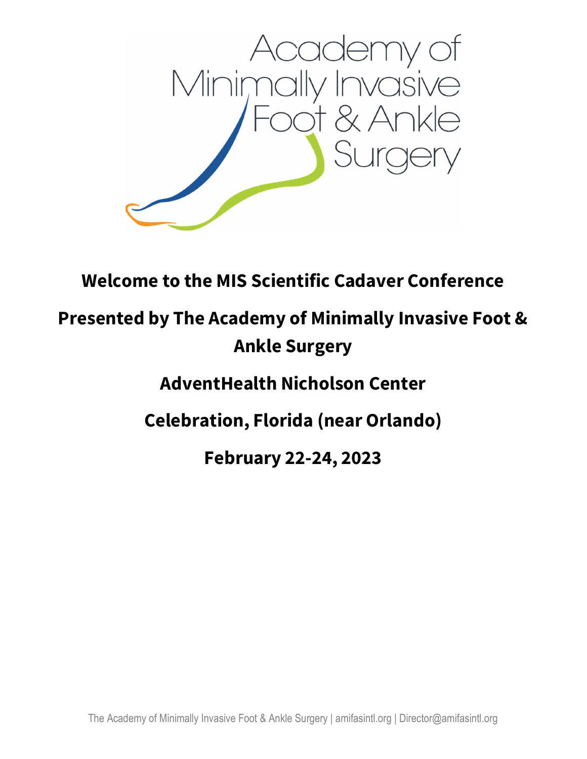Academy of Minimally Invasive Foot & Ankle Surgery

# Welcome to the MIS Scientific Cadaver Conference

## Presented by The Academy of Minimally Invasive Foot & Ankle Surgery

## AdventHealth Nicholson Center

## Celebration, Florida (near Orlando)

## February 22-24, 2023

The Academy of Minimally Invasive Foot & Ankle Surgery | amifasintl.org | Director@amifasintl.org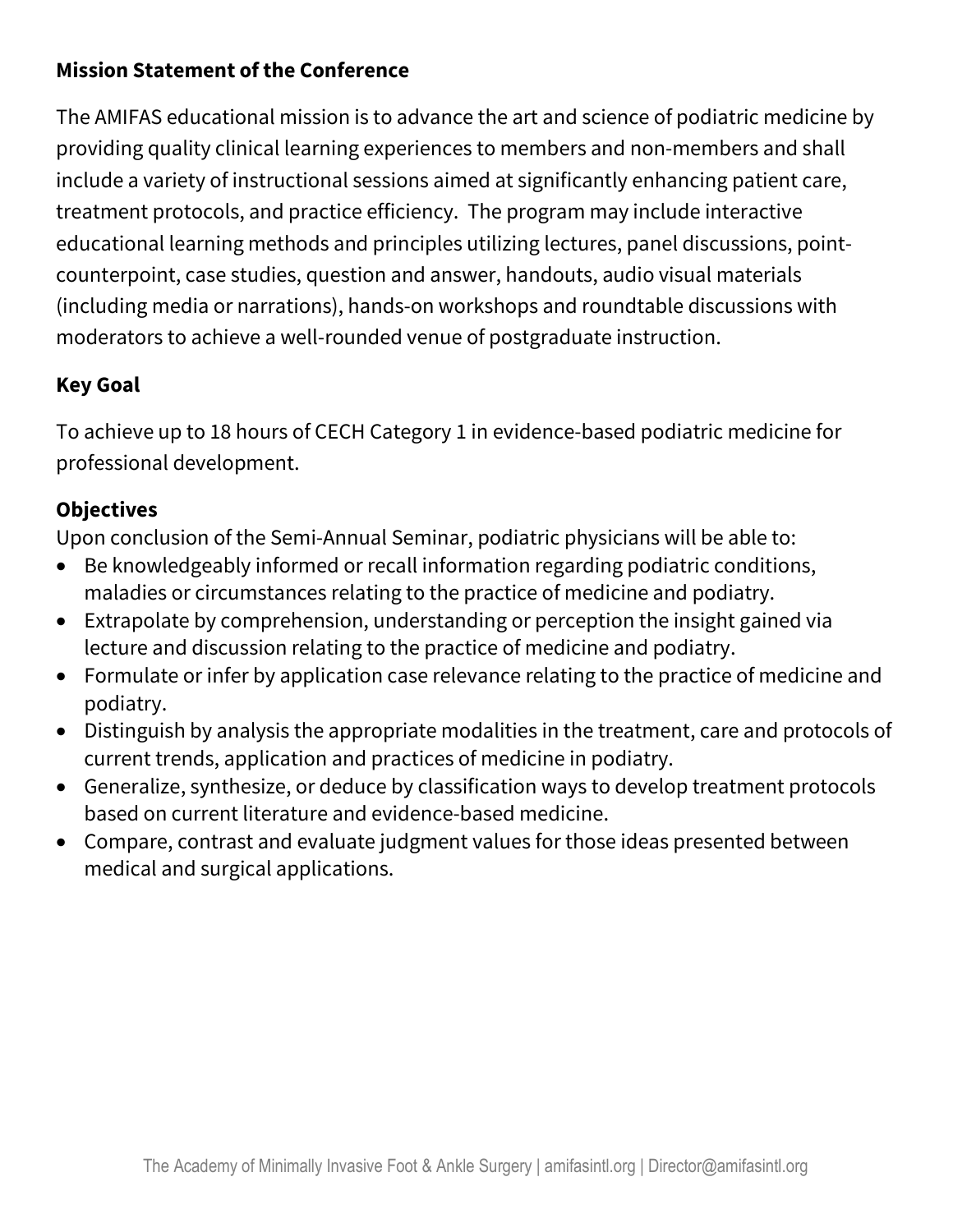**Mission Statement of the Conference**

The AMIFAS educational mission is to advance the art and science of podiatric medicine by providing quality clinical learning experiences to members and non-members and shall include a variety of instructional sessions aimed at significantly enhancing patient care, treatment protocols, and practice efficiency. The program may include interactive educational learning methods and principles utilizing lectures, panel discussions, point-counterpoint, case studies, question and answer, handouts, audio visual materials (including media or narrations), hands-on workshops and roundtable discussions with moderators to achieve a well-rounded venue of postgraduate instruction.

**Key Goal**

To achieve up to 18 hours of CECH Category 1 in evidence-based podiatric medicine for professional development.

**Objectives**

Upon conclusion of the Semi-Annual Seminar, podiatric physicians will be able to:

- Be knowledgeably informed or recall information regarding podiatric conditions, maladies or circumstances relating to the practice of medicine and podiatry.
- Extrapolate by comprehension, understanding or perception the insight gained via lecture and discussion relating to the practice of medicine and podiatry.
- Formulate or infer by application case relevance relating to the practice of medicine and podiatry.
- Distinguish by analysis the appropriate modalities in the treatment, care and protocols of current trends, application and practices of medicine in podiatry.
- Generalize, synthesize, or deduce by classification ways to develop treatment protocols based on current literature and evidence-based medicine.
- Compare, contrast and evaluate judgment values for those ideas presented between medical and surgical applications.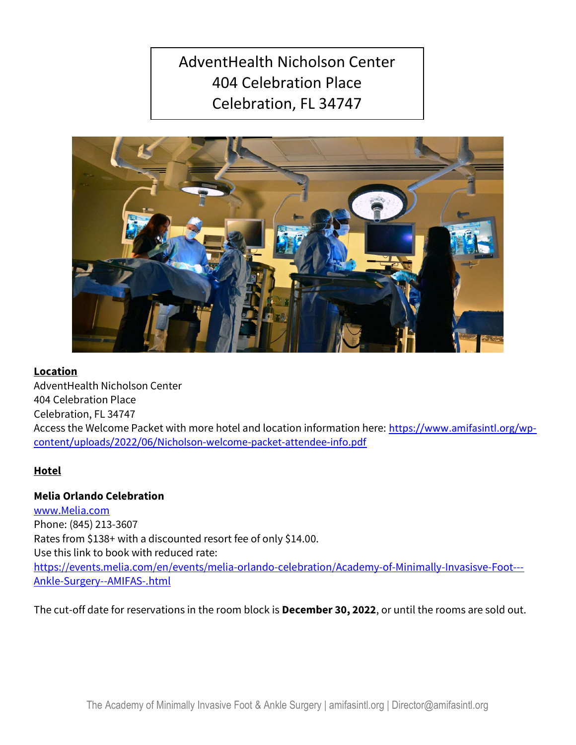AdventHealth Nicholson Center
404 Celebration Place
Celebration, FL 34747

**Location**

AdventHealth Nicholson Center
404 Celebration Place
Celebration, FL 34747
Access the Welcome Packet with more hotel and location information here: https://www.amifasintl.org/wp-content/uploads/2022/06/Nicholson-welcome-packet-attendee-info.pdf

**Hotel**

**Melia Orlando Celebration**

www.Melia.com
Phone: (845) 213-3607
Rates from $138+ with a discounted resort fee of only $14.00.
Use this link to book with reduced rate:
https://events.melia.com/en/events/melia-orlando-celebration/Academy-of-Minimally-Invasisve-Foot---Ankle-Surgery--AMIFAS-.html

The cut-off date for reservations in the room block is **December 30, 2022**, or until the rooms are sold out.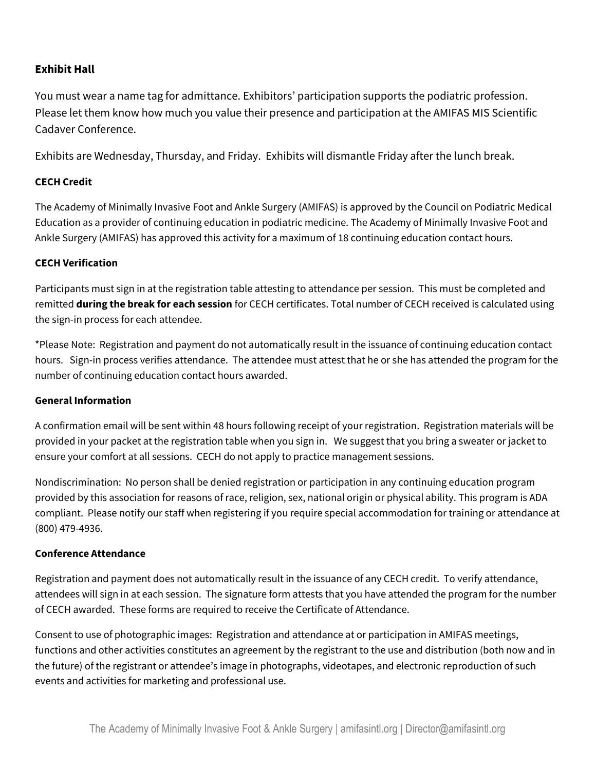### Exhibit Hall

You must wear a name tag for admittance. Exhibitors' participation supports the podiatric profession. Please let them know how much you value their presence and participation at the AMIFAS MIS Scientific Cadaver Conference.

Exhibits are Wednesday, Thursday, and Friday. Exhibits will dismantle Friday after the lunch break.

### CECH Credit

The Academy of Minimally Invasive Foot and Ankle Surgery (AMIFAS) is approved by the Council on Podiatric Medical Education as a provider of continuing education in podiatric medicine. The Academy of Minimally Invasive Foot and Ankle Surgery (AMIFAS) has approved this activity for a maximum of 18 continuing education contact hours.

### CECH Verification

Participants must sign in at the registration table attesting to attendance per session. This must be completed and remitted **during the break for each session** for CECH certificates. Total number of CECH received is calculated using the sign-in process for each attendee.

*Please Note: Registration and payment do not automatically result in the issuance of continuing education contact hours. Sign-in process verifies attendance. The attendee must attest that he or she has attended the program for the number of continuing education contact hours awarded.

### General Information

A confirmation email will be sent within 48 hours following receipt of your registration. Registration materials will be provided in your packet at the registration table when you sign in. We suggest that you bring a sweater or jacket to ensure your comfort at all sessions. CECH do not apply to practice management sessions.

Nondiscrimination: No person shall be denied registration or participation in any continuing education program provided by this association for reasons of race, religion, sex, national origin or physical ability. This program is ADA compliant. Please notify our staff when registering if you require special accommodation for training or attendance at (800) 479-4936.

### Conference Attendance

Registration and payment does not automatically result in the issuance of any CECH credit. To verify attendance, attendees will sign in at each session. The signature form attests that you have attended the program for the number of CECH awarded. These forms are required to receive the Certificate of Attendance.

Consent to use of photographic images: Registration and attendance at or participation in AMIFAS meetings, functions and other activities constitutes an agreement by the registrant to the use and distribution (both now and in the future) of the registrant or attendee's image in photographs, videotapes, and electronic reproduction of such events and activities for marketing and professional use.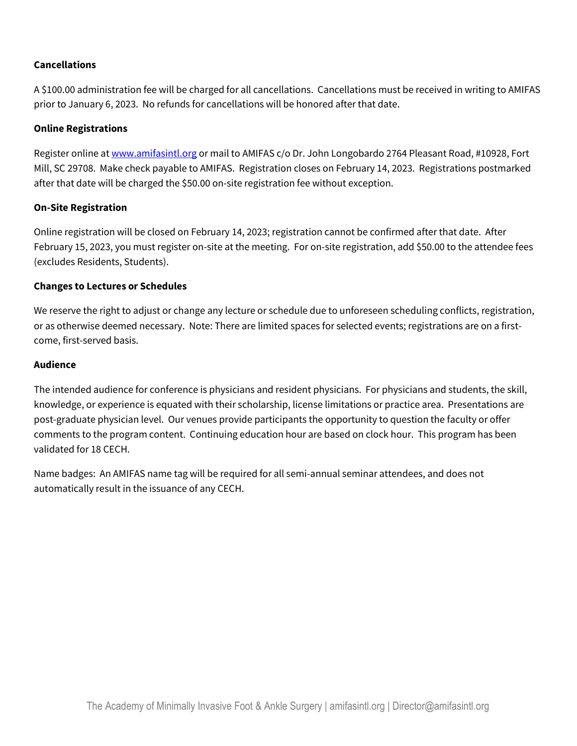**Cancellations**

A $100.00 administration fee will be charged for all cancellations. Cancellations must be received in writing to AMIFAS prior to January 6, 2023. No refunds for cancellations will be honored after that date.

**Online Registrations**

Register online at [www.amifasintl.org](www.amifasintl.org) or mail to AMIFAS c/o Dr. John Longobardo 2764 Pleasant Road, #10928, Fort Mill, SC 29708. Make check payable to AMIFAS. Registration closes on February 14, 2023. Registrations postmarked after that date will be charged the $50.00 on-site registration fee without exception.

**On-Site Registration**

Online registration will be closed on February 14, 2023; registration cannot be confirmed after that date. After February 15, 2023, you must register on-site at the meeting. For on-site registration, add $50.00 to the attendee fees (excludes Residents, Students).

**Changes to Lectures or Schedules**

We reserve the right to adjust or change any lecture or schedule due to unforeseen scheduling conflicts, registration, or as otherwise deemed necessary. Note: There are limited spaces for selected events; registrations are on a first-come, first-served basis.

**Audience**

The intended audience for conference is physicians and resident physicians. For physicians and students, the skill, knowledge, or experience is equated with their scholarship, license limitations or practice area. Presentations are post-graduate physician level. Our venues provide participants the opportunity to question the faculty or offer comments to the program content. Continuing education hour are based on clock hour. This program has been validated for 18 CECH.

Name badges: An AMIFAS name tag will be required for all semi-annual seminar attendees, and does not automatically result in the issuance of any CECH.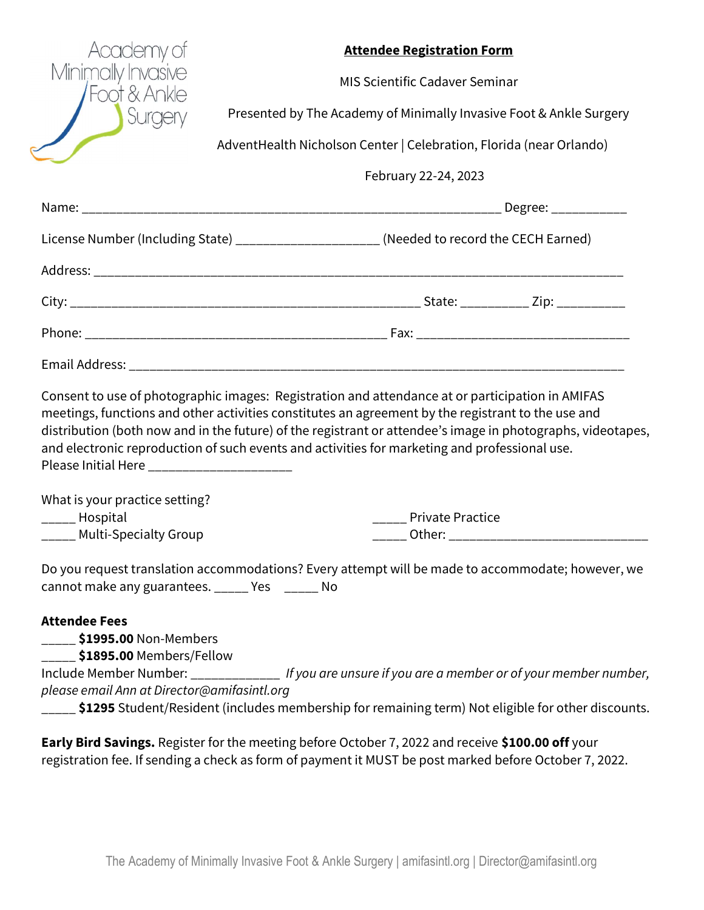Academy of Minimally Invasive Foot & Ankle Surgery

## Attendee Registration Form

MIS Scientific Cadaver Seminar

Presented by The Academy of Minimally Invasive Foot & Ankle Surgery

AdventHealth Nicholson Center | Celebration, Florida (near Orlando)

February 22-24, 2023

Name: ______________________________________________________________ Degree: __________

License Number (Including State) ____________________ (Needed to record the CECH Earned)

Address: ___________________________________________________________________________

City: _______________________________________________ State: _________ Zip: _________

Phone: ____________________________________________ Fax: ______________________________

Email Address: _____________________________________________________________________

Consent to use of photographic images: Registration and attendance at or participation in AMIFAS meetings, functions and other activities constitutes an agreement by the registrant to the use and distribution (both now and in the future) of the registrant or attendee's image in photographs, videotapes, and electronic reproduction of such events and activities for marketing and professional use.
Please Initial Here ____________________

What is your practice setting?

_____ Hospital

_____ Multi-Specialty Group

_____ Private Practice

_____ Other: ___________________________

Do you request translation accommodations? Every attempt will be made to accommodate; however, we cannot make any guarantees. _____ Yes _____ No

**Attendee Fees**

_____ **$1995.00** Non-Members

_____ **$1895.00** Members/Fellow

Include Member Number: ____________ *If you are unsure if you are a member or of your member number, please email Ann at Director@amifasintl.org*

_____ **$1295** Student/Resident (includes membership for remaining term) Not eligible for other discounts.

**Early Bird Savings.** Register for the meeting before October 7, 2022 and receive **$100.00 off** your registration fee. If sending a check as form of payment it MUST be post marked before October 7, 2022.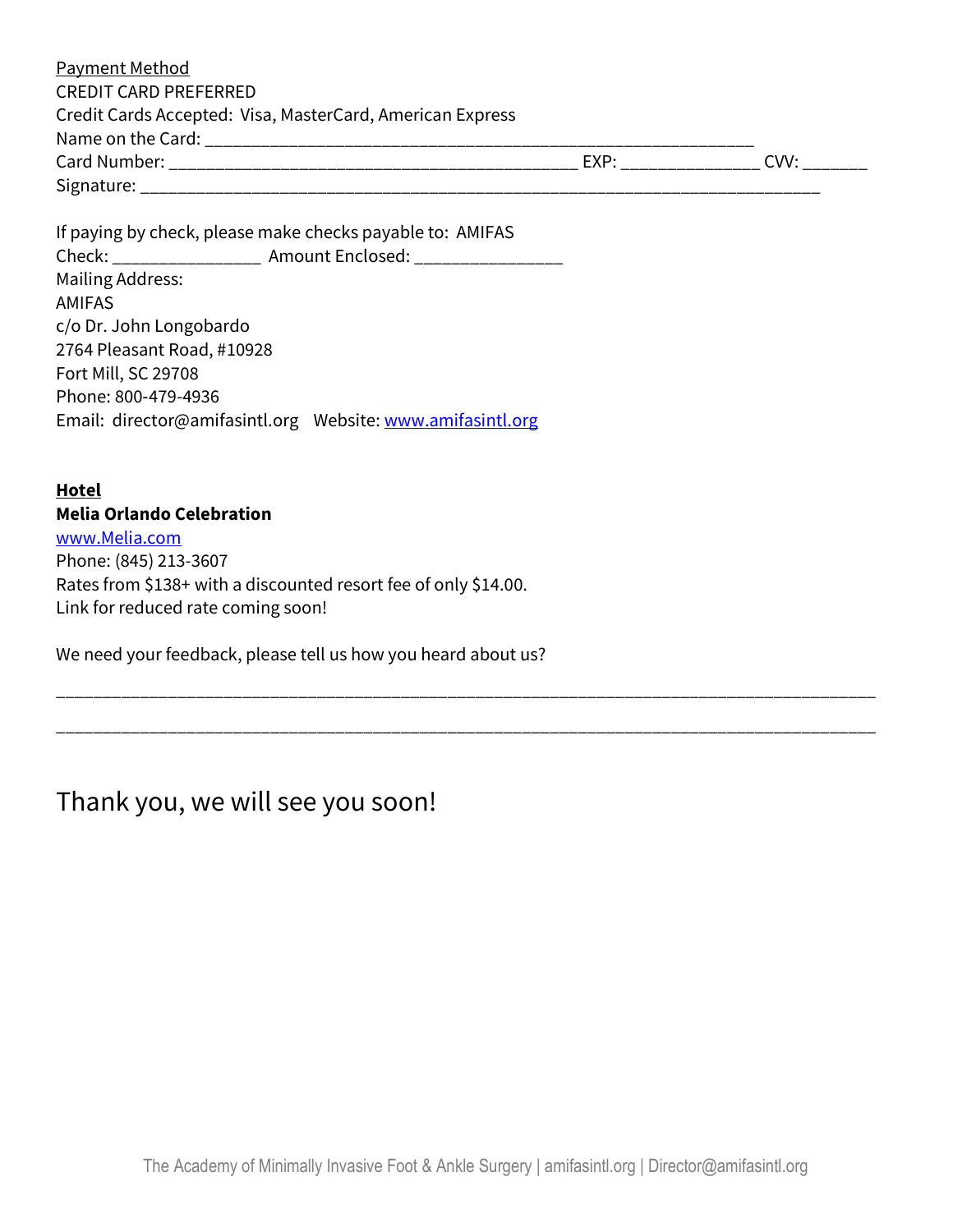Payment Method

CREDIT CARD PREFERRED

Credit Cards Accepted: Visa, MasterCard, American Express

Name on the Card: ____________________________________________________________

Card Number: _____________________________________________ EXP: _______________ CVV: _______

Signature: ___________________________________________________________________________

If paying by check, please make checks payable to: AMIFAS

Check: ________________ Amount Enclosed: ________________

Mailing Address:

AMIFAS

c/o Dr. John Longobardo

2764 Pleasant Road, #10928

Fort Mill, SC 29708

Phone: 800-479-4936

Email: director@amifasintl.org Website: www.amifasintl.org

**Hotel**

**Melia Orlando Celebration**

www.Melia.com

Phone: (845) 213-3607

Rates from $138+ with a discounted resort fee of only $14.00.

Link for reduced rate coming soon!

We need your feedback, please tell us how you heard about us?

__________________________________________________________________________________________

__________________________________________________________________________________________

Thank you, we will see you soon!